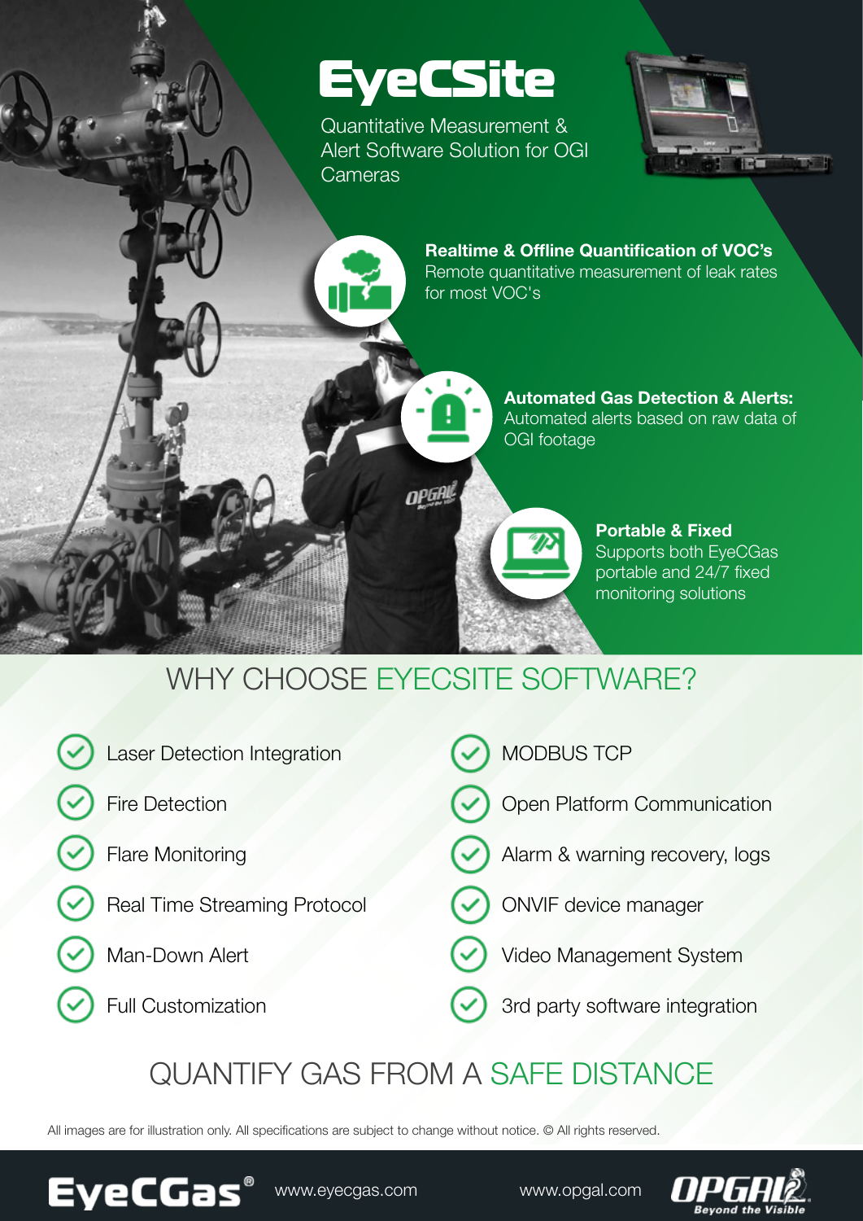# EyeCSite

Quantitative Measurement & Alert Software Solution for OGI Cameras

**Realtime & Offline Quantification of VOC's**
Remote quantitative measurement of leak rates for most VOC's

**Automated Gas Detection & Alerts:**
Automated alerts based on raw data of OGI footage

**Portable & Fixed**
Supports both EyeCGas portable and 24/7 fixed monitoring solutions

## WHY CHOOSE EYECSITE SOFTWARE?

- Laser Detection Integration
- Fire Detection
- Flare Monitoring
- Real Time Streaming Protocol
- Man-Down Alert
- Full Customization
- MODBUS TCP
- Open Platform Communication
- Alarm & warning recovery, logs
- ONVIF device manager
- Video Management System
- 3rd party software integration

## QUANTIFY GAS FROM A SAFE DISTANCE

All images are for illustration only. All specifications are subject to change without notice. © All rights reserved.

EyeCGas® www.eyecgas.com www.opgal.com OPGAL Beyond the Visible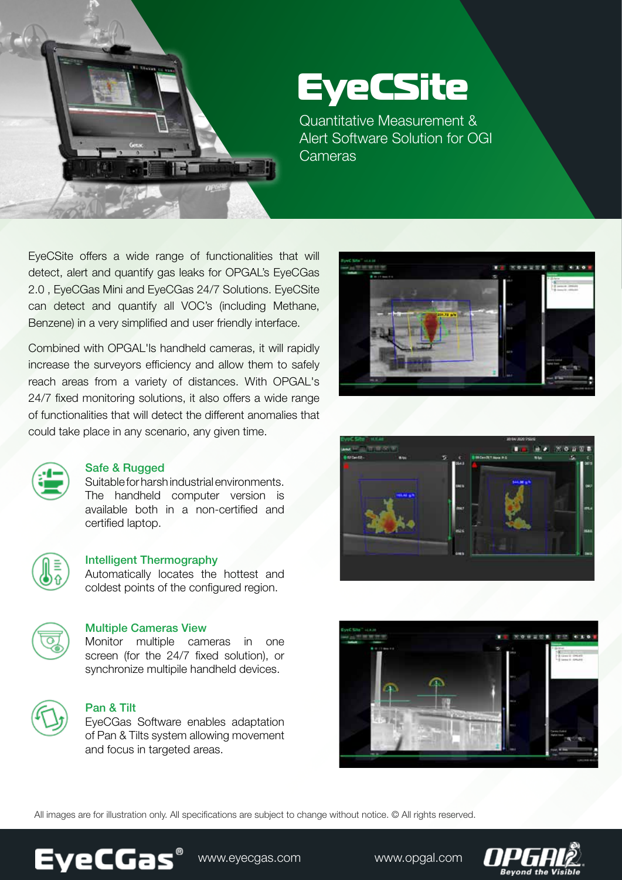# EyeCSite

Quantitative Measurement & Alert Software Solution for OGI Cameras

EyeCSite offers a wide range of functionalities that will detect, alert and quantify gas leaks for OPGAL's EyeCGas 2.0 , EyeCGas Mini and EyeCGas 24/7 Solutions. EyeCSite can detect and quantify all VOC's (including Methane, Benzene) in a very simplified and user friendly interface.

Combined with OPGAL'ls handheld cameras, it will rapidly increase the surveyors efficiency and allow them to safely reach areas from a variety of distances. With OPGAL's 24/7 fixed monitoring solutions, it also offers a wide range of functionalities that will detect the different anomalies that could take place in any scenario, any given time.

### Safe & Rugged

Suitable for harsh industrial environments. The handheld computer version is available both in a non-certified and certified laptop.

### Intelligent Thermography

Automatically locates the hottest and coldest points of the configured region.

### Multiple Cameras View

Monitor multiple cameras in one screen (for the 24/7 fixed solution), or synchronize multipile handheld devices.

### Pan & Tilt

EyeCGas Software enables adaptation of Pan & Tilts system allowing movement and focus in targeted areas.

All images are for illustration only. All specifications are subject to change without notice. © All rights reserved.

EyeCGas® www.eyecgas.com www.opgal.com OPGAL Beyond the Visible